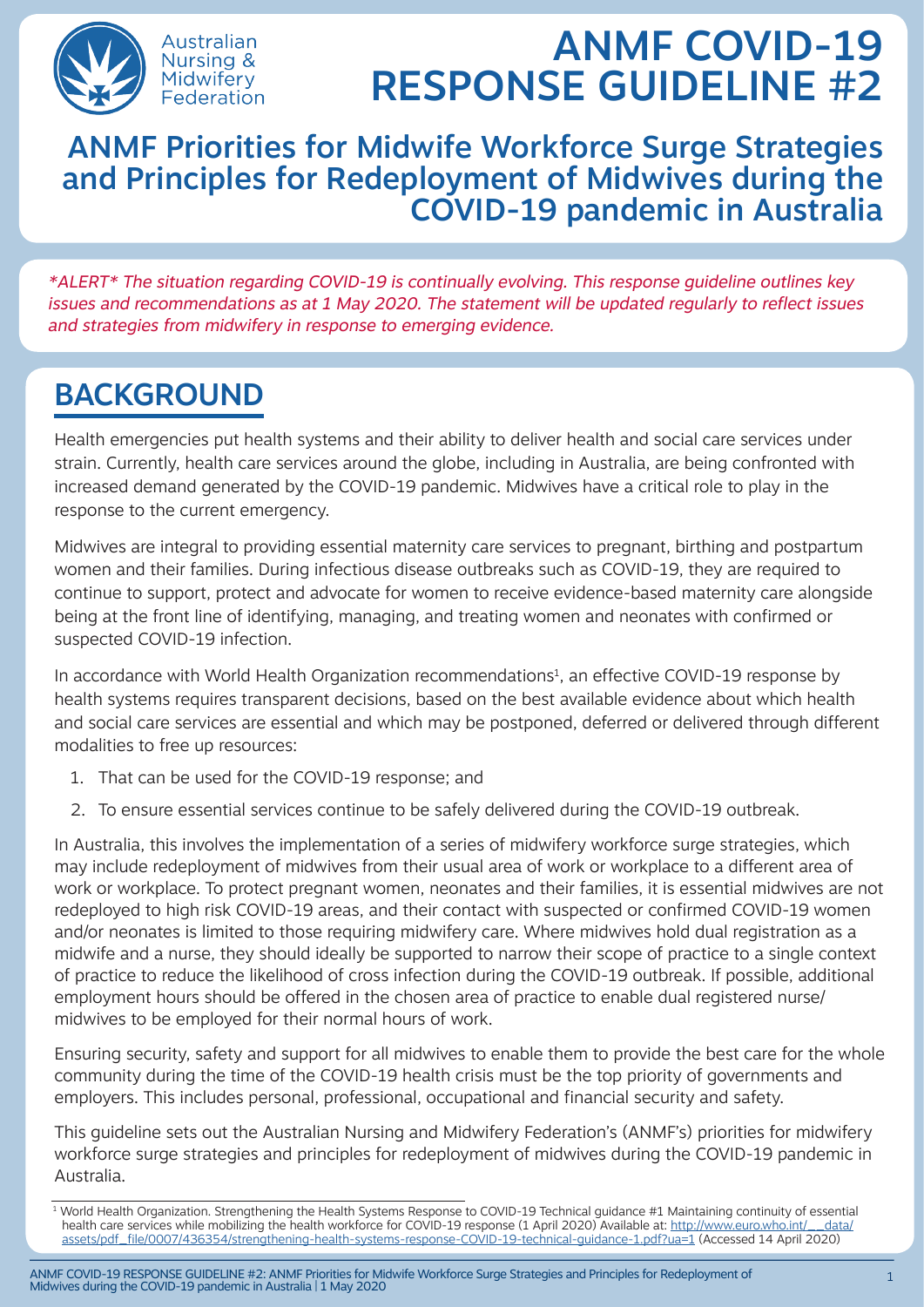Australian Nursing & Midwifery Federation

# ANMF COVID-19 RESPONSE GUIDELINE #2

## ANMF Priorities for Midwife Workforce Surge Strategies and Principles for Redeployment of Midwives during the COVID-19 pandemic in Australia

*\*ALERT\* The situation regarding COVID-19 is continually evolving. This response guideline outlines key issues and recommendations as at 1 May 2020. The statement will be updated regularly to reflect issues and strategies from midwifery in response to emerging evidence.*

## BACKGROUND

Health emergencies put health systems and their ability to deliver health and social care services under strain. Currently, health care services around the globe, including in Australia, are being confronted with increased demand generated by the COVID-19 pandemic. Midwives have a critical role to play in the response to the current emergency.

Midwives are integral to providing essential maternity care services to pregnant, birthing and postpartum women and their families. During infectious disease outbreaks such as COVID-19, they are required to continue to support, protect and advocate for women to receive evidence-based maternity care alongside being at the front line of identifying, managing, and treating women and neonates with confirmed or suspected COVID-19 infection.

In accordance with World Health Organization recommendations[1], an effective COVID-19 response by health systems requires transparent decisions, based on the best available evidence about which health and social care services are essential and which may be postponed, deferred or delivered through different modalities to free up resources:

1. That can be used for the COVID-19 response; and
2. To ensure essential services continue to be safely delivered during the COVID-19 outbreak.

In Australia, this involves the implementation of a series of midwifery workforce surge strategies, which may include redeployment of midwives from their usual area of work or workplace to a different area of work or workplace. To protect pregnant women, neonates and their families, it is essential midwives are not redeployed to high risk COVID-19 areas, and their contact with suspected or confirmed COVID-19 women and/or neonates is limited to those requiring midwifery care. Where midwives hold dual registration as a midwife and a nurse, they should ideally be supported to narrow their scope of practice to a single context of practice to reduce the likelihood of cross infection during the COVID-19 outbreak. If possible, additional employment hours should be offered in the chosen area of practice to enable dual registered nurse/midwives to be employed for their normal hours of work.

Ensuring security, safety and support for all midwives to enable them to provide the best care for the whole community during the time of the COVID-19 health crisis must be the top priority of governments and employers. This includes personal, professional, occupational and financial security and safety.

This guideline sets out the Australian Nursing and Midwifery Federation's (ANMF's) priorities for midwifery workforce surge strategies and principles for redeployment of midwives during the COVID-19 pandemic in Australia.

[1] World Health Organization. Strengthening the Health Systems Response to COVID-19 Technical guidance #1 Maintaining continuity of essential health care services while mobilizing the health workforce for COVID-19 response (1 April 2020) Available at: http://www.euro.who.int/__data/assets/pdf_file/0007/436354/strengthening-health-systems-response-COVID-19-technical-guidance-1.pdf?ua=1 (Accessed 14 April 2020)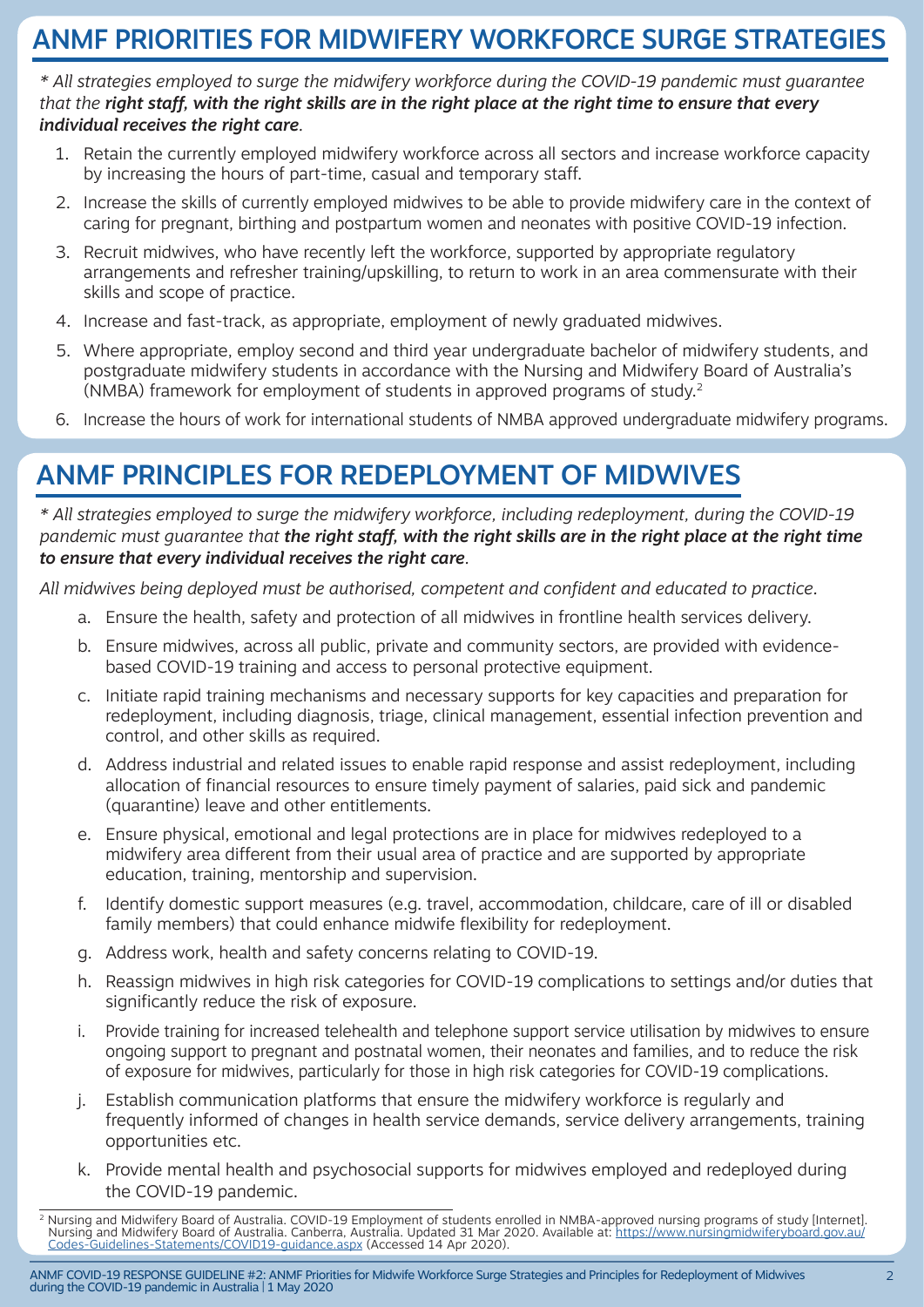## ANMF PRIORITIES FOR MIDWIFERY WORKFORCE SURGE STRATEGIES

*\* All strategies employed to surge the midwifery workforce during the COVID-19 pandemic must guarantee that the **right staff, with the right skills are in the right place at the right time to ensure that every individual receives the right care**.*

1. Retain the currently employed midwifery workforce across all sectors and increase workforce capacity by increasing the hours of part-time, casual and temporary staff.
2. Increase the skills of currently employed midwives to be able to provide midwifery care in the context of caring for pregnant, birthing and postpartum women and neonates with positive COVID-19 infection.
3. Recruit midwives, who have recently left the workforce, supported by appropriate regulatory arrangements and refresher training/upskilling, to return to work in an area commensurate with their skills and scope of practice.
4. Increase and fast-track, as appropriate, employment of newly graduated midwives.
5. Where appropriate, employ second and third year undergraduate bachelor of midwifery students, and postgraduate midwifery students in accordance with the Nursing and Midwifery Board of Australia's (NMBA) framework for employment of students in approved programs of study.[2]
6. Increase the hours of work for international students of NMBA approved undergraduate midwifery programs.

## ANMF PRINCIPLES FOR REDEPLOYMENT OF MIDWIVES

*\* All strategies employed to surge the midwifery workforce, including redeployment, during the COVID-19 pandemic must guarantee that **the right staff, with the right skills are in the right place at the right time to ensure that every individual receives the right care**.*

*All midwives being deployed must be authorised, competent and confident and educated to practice.*

a. Ensure the health, safety and protection of all midwives in frontline health services delivery.

b. Ensure midwives, across all public, private and community sectors, are provided with evidence-based COVID-19 training and access to personal protective equipment.

c. Initiate rapid training mechanisms and necessary supports for key capacities and preparation for redeployment, including diagnosis, triage, clinical management, essential infection prevention and control, and other skills as required.

d. Address industrial and related issues to enable rapid response and assist redeployment, including allocation of financial resources to ensure timely payment of salaries, paid sick and pandemic (quarantine) leave and other entitlements.

e. Ensure physical, emotional and legal protections are in place for midwives redeployed to a midwifery area different from their usual area of practice and are supported by appropriate education, training, mentorship and supervision.

f. Identify domestic support measures (e.g. travel, accommodation, childcare, care of ill or disabled family members) that could enhance midwife flexibility for redeployment.

g. Address work, health and safety concerns relating to COVID-19.

h. Reassign midwives in high risk categories for COVID-19 complications to settings and/or duties that significantly reduce the risk of exposure.

i. Provide training for increased telehealth and telephone support service utilisation by midwives to ensure ongoing support to pregnant and postnatal women, their neonates and families, and to reduce the risk of exposure for midwives, particularly for those in high risk categories for COVID-19 complications.

j. Establish communication platforms that ensure the midwifery workforce is regularly and frequently informed of changes in health service demands, service delivery arrangements, training opportunities etc.

k. Provide mental health and psychosocial supports for midwives employed and redeployed during the COVID-19 pandemic.

---

[2] Nursing and Midwifery Board of Australia. COVID-19 Employment of students enrolled in NMBA-approved nursing programs of study [Internet]. Nursing and Midwifery Board of Australia. Canberra, Australia. Updated 31 Mar 2020. Available at: https://www.nursingmidwiferyboard.gov.au/Codes-Guidelines-Statements/COVID19-guidance.aspx (Accessed 14 Apr 2020).